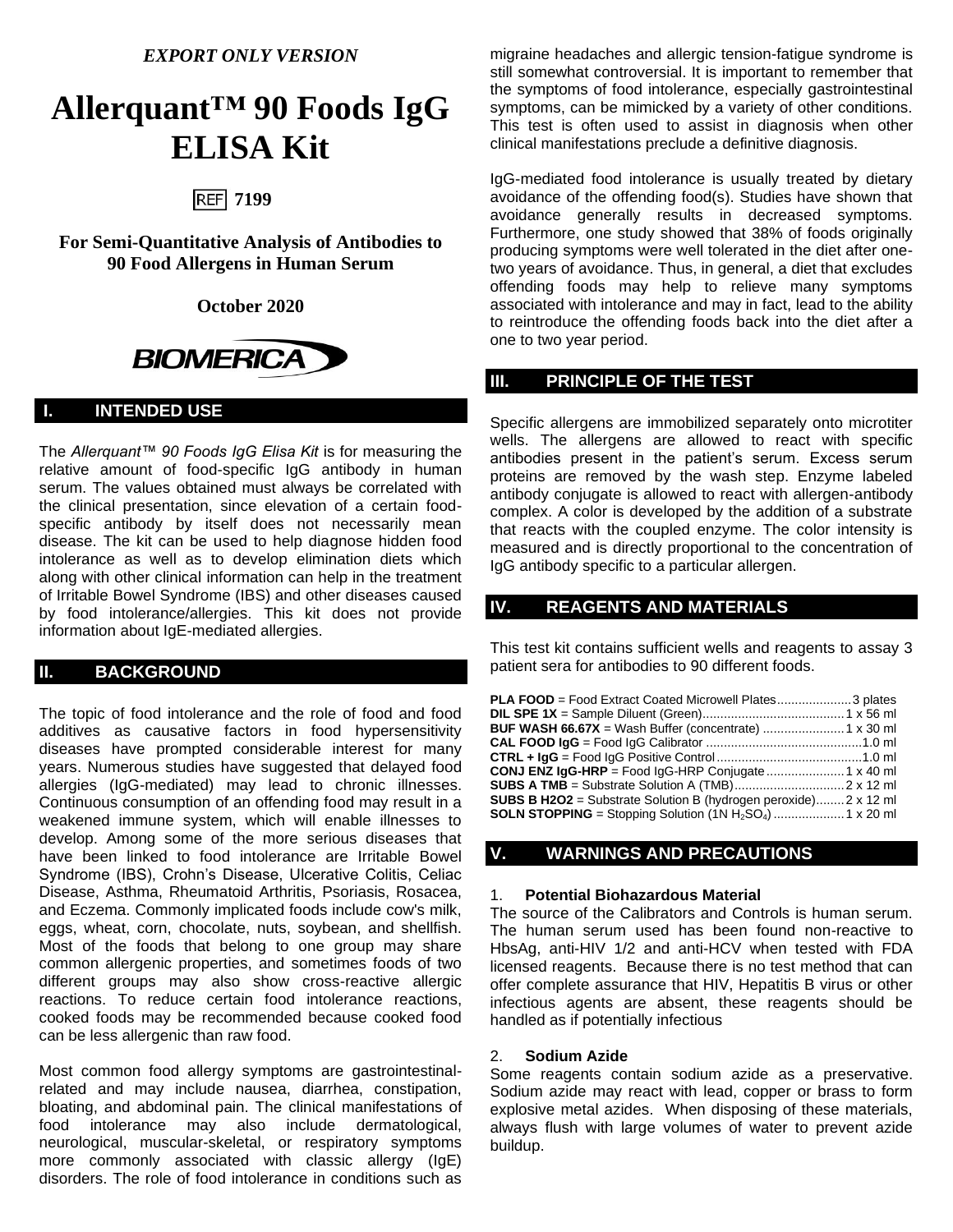*EXPORT ONLY VERSION*

# Allerquant™ 90 Foods IgG ELISA Kit

REF 7199

**For Semi-Quantitative Analysis of Antibodies to 90 Food Allergens in Human Serum**

**October 2020**

BIOMERICA

## I. INTENDED USE

The *Allerquant™ 90 Foods IgG Elisa Kit* is for measuring the relative amount of food-specific IgG antibody in human serum. The values obtained must always be correlated with the clinical presentation, since elevation of a certain food-specific antibody by itself does not necessarily mean disease. The kit can be used to help diagnose hidden food intolerance as well as to develop elimination diets which along with other clinical information can help in the treatment of Irritable Bowel Syndrome (IBS) and other diseases caused by food intolerance/allergies. This kit does not provide information about IgE-mediated allergies.

## II. BACKGROUND

The topic of food intolerance and the role of food and food additives as causative factors in food hypersensitivity diseases have prompted considerable interest for many years. Numerous studies have suggested that delayed food allergies (IgG-mediated) may lead to chronic illnesses. Continuous consumption of an offending food may result in a weakened immune system, which will enable illnesses to develop. Among some of the more serious diseases that have been linked to food intolerance are Irritable Bowel Syndrome (IBS), Crohn's Disease, Ulcerative Colitis, Celiac Disease, Asthma, Rheumatoid Arthritis, Psoriasis, Rosacea, and Eczema. Commonly implicated foods include cow's milk, eggs, wheat, corn, chocolate, nuts, soybean, and shellfish. Most of the foods that belong to one group may share common allergenic properties, and sometimes foods of two different groups may also show cross-reactive allergic reactions. To reduce certain food intolerance reactions, cooked foods may be recommended because cooked food can be less allergenic than raw food.

Most common food allergy symptoms are gastrointestinal-related and may include nausea, diarrhea, constipation, bloating, and abdominal pain. The clinical manifestations of food intolerance may also include dermatological, neurological, muscular-skeletal, or respiratory symptoms more commonly associated with classic allergy (IgE) disorders. The role of food intolerance in conditions such as migraine headaches and allergic tension-fatigue syndrome is still somewhat controversial. It is important to remember that the symptoms of food intolerance, especially gastrointestinal symptoms, can be mimicked by a variety of other conditions. This test is often used to assist in diagnosis when other clinical manifestations preclude a definitive diagnosis.

IgG-mediated food intolerance is usually treated by dietary avoidance of the offending food(s). Studies have shown that avoidance generally results in decreased symptoms. Furthermore, one study showed that 38% of foods originally producing symptoms were well tolerated in the diet after one-two years of avoidance. Thus, in general, a diet that excludes offending foods may help to relieve many symptoms associated with intolerance and may in fact, lead to the ability to reintroduce the offending foods back into the diet after a one to two year period.

## III. PRINCIPLE OF THE TEST

Specific allergens are immobilized separately onto microtiter wells. The allergens are allowed to react with specific antibodies present in the patient's serum. Excess serum proteins are removed by the wash step. Enzyme labeled antibody conjugate is allowed to react with allergen-antibody complex. A color is developed by the addition of a substrate that reacts with the coupled enzyme. The color intensity is measured and is directly proportional to the concentration of IgG antibody specific to a particular allergen.

## IV. REAGENTS AND MATERIALS

This test kit contains sufficient wells and reagents to assay 3 patient sera for antibodies to 90 different foods.

**PLA FOOD** = Food Extract Coated Microwell Plates ..................... 3 plates
**DIL SPE 1X** = Sample Diluent (Green) ........................................ 1 x 56 ml
**BUF WASH 66.67X** = Wash Buffer (concentrate) ....................... 1 x 30 ml
**CAL FOOD IgG** = Food IgG Calibrator ............................................ 1.0 ml
**CTRL + IgG** = Food IgG Positive Control ......................................... 1.0 ml
**CONJ ENZ IgG-HRP** = Food IgG-HRP Conjugate ...................... 1 x 40 ml
**SUBS A TMB** = Substrate Solution A (TMB) ............................... 2 x 12 ml
**SUBS B H2O2** = Substrate Solution B (hydrogen peroxide) ........ 2 x 12 ml
**SOLN STOPPING** = Stopping Solution (1N $H_2SO_4$) .................... 1 x 20 ml

## V. WARNINGS AND PRECAUTIONS

1. **Potential Biohazardous Material**
The source of the Calibrators and Controls is human serum. The human serum used has been found non-reactive to HbsAg, anti-HIV 1/2 and anti-HCV when tested with FDA licensed reagents. Because there is no test method that can offer complete assurance that HIV, Hepatitis B virus or other infectious agents are absent, these reagents should be handled as if potentially infectious

2. **Sodium Azide**
Some reagents contain sodium azide as a preservative. Sodium azide may react with lead, copper or brass to form explosive metal azides. When disposing of these materials, always flush with large volumes of water to prevent azide buildup.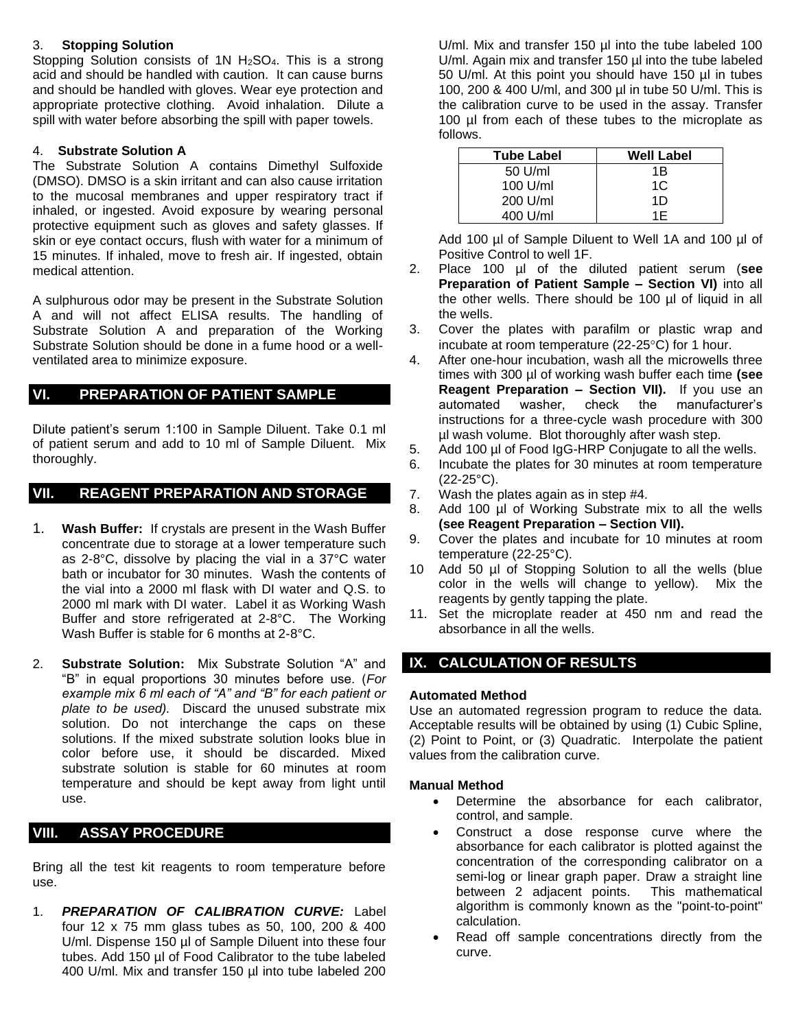3. **Stopping Solution**

Stopping Solution consists of 1N $H_2SO_4$. This is a strong acid and should be handled with caution. It can cause burns and should be handled with gloves. Wear eye protection and appropriate protective clothing. Avoid inhalation. Dilute a spill with water before absorbing the spill with paper towels.

4. **Substrate Solution A**

The Substrate Solution A contains Dimethyl Sulfoxide (DMSO). DMSO is a skin irritant and can also cause irritation to the mucosal membranes and upper respiratory tract if inhaled, or ingested. Avoid exposure by wearing personal protective equipment such as gloves and safety glasses. If skin or eye contact occurs, flush with water for a minimum of 15 minutes. If inhaled, move to fresh air. If ingested, obtain medical attention.

A sulphurous odor may be present in the Substrate Solution A and will not affect ELISA results. The handling of Substrate Solution A and preparation of the Working Substrate Solution should be done in a fume hood or a well-ventilated area to minimize exposure.

## VI. PREPARATION OF PATIENT SAMPLE

Dilute patient's serum 1:100 in Sample Diluent. Take 0.1 ml of patient serum and add to 10 ml of Sample Diluent. Mix thoroughly.

## VII. REAGENT PREPARATION AND STORAGE

1. **Wash Buffer:** If crystals are present in the Wash Buffer concentrate due to storage at a lower temperature such as 2-8°C, dissolve by placing the vial in a 37°C water bath or incubator for 30 minutes. Wash the contents of the vial into a 2000 ml flask with DI water and Q.S. to 2000 ml mark with DI water. Label it as Working Wash Buffer and store refrigerated at 2-8°C. The Working Wash Buffer is stable for 6 months at 2-8°C.

2. **Substrate Solution:** Mix Substrate Solution "A" and "B" in equal proportions 30 minutes before use. (*For example mix 6 ml each of "A" and "B" for each patient or plate to be used).* Discard the unused substrate mix solution. Do not interchange the caps on these solutions. If the mixed substrate solution looks blue in color before use, it should be discarded. Mixed substrate solution is stable for 60 minutes at room temperature and should be kept away from light until use.

## VIII. ASSAY PROCEDURE

Bring all the test kit reagents to room temperature before use.

1. ***PREPARATION OF CALIBRATION CURVE:*** Label four 12 x 75 mm glass tubes as 50, 100, 200 & 400 U/ml. Dispense 150 µl of Sample Diluent into these four tubes. Add 150 µl of Food Calibrator to the tube labeled 400 U/ml. Mix and transfer 150 µl into tube labeled 200 U/ml. Mix and transfer 150 µl into the tube labeled 100 U/ml. Again mix and transfer 150 µl into the tube labeled 50 U/ml. At this point you should have 150 µl in tubes 100, 200 & 400 U/ml, and 300 µl in tube 50 U/ml. This is the calibration curve to be used in the assay. Transfer 100 µl from each of these tubes to the microplate as follows.

   | Tube Label | Well Label |
   |---|---|
   | 50 U/ml | 1B |
   | 100 U/ml | 1C |
   | 200 U/ml | 1D |
   | 400 U/ml | 1E |

   Add 100 µl of Sample Diluent to Well 1A and 100 µl of Positive Control to well 1F.
2. Place 100 µl of the diluted patient serum (**see Preparation of Patient Sample – Section VI)** into all the other wells. There should be 100 µl of liquid in all the wells.
3. Cover the plates with parafilm or plastic wrap and incubate at room temperature (22-25°C) for 1 hour.
4. After one-hour incubation, wash all the microwells three times with 300 µl of working wash buffer each time **(see Reagent Preparation – Section VII).** If you use an automated washer, check the manufacturer's instructions for a three-cycle wash procedure with 300 µl wash volume. Blot thoroughly after wash step.
5. Add 100 µl of Food IgG-HRP Conjugate to all the wells.
6. Incubate the plates for 30 minutes at room temperature (22-25°C).
7. Wash the plates again as in step #4.
8. Add 100 µl of Working Substrate mix to all the wells **(see Reagent Preparation – Section VII).**
9. Cover the plates and incubate for 10 minutes at room temperature (22-25°C).
10. Add 50 µl of Stopping Solution to all the wells (blue color in the wells will change to yellow). Mix the reagents by gently tapping the plate.
11. Set the microplate reader at 450 nm and read the absorbance in all the wells.

## IX. CALCULATION OF RESULTS

**Automated Method**

Use an automated regression program to reduce the data. Acceptable results will be obtained by using (1) Cubic Spline, (2) Point to Point, or (3) Quadratic. Interpolate the patient values from the calibration curve.

**Manual Method**

- Determine the absorbance for each calibrator, control, and sample.
- Construct a dose response curve where the absorbance for each calibrator is plotted against the concentration of the corresponding calibrator on a semi-log or linear graph paper. Draw a straight line between 2 adjacent points. This mathematical algorithm is commonly known as the "point-to-point" calculation.
- Read off sample concentrations directly from the curve.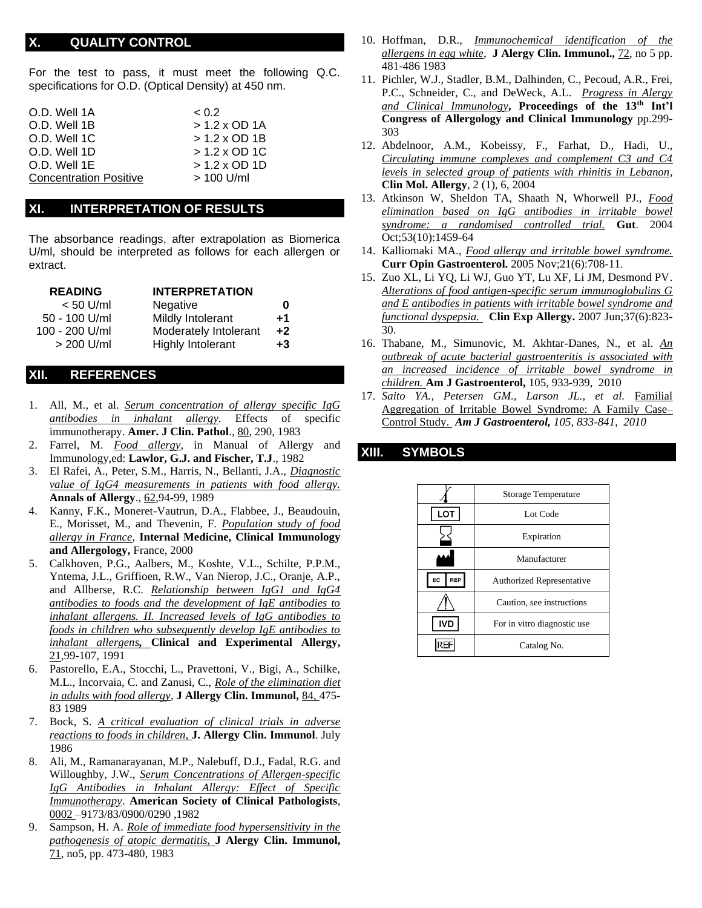## X. QUALITY CONTROL

For the test to pass, it must meet the following Q.C. specifications for O.D. (Optical Density) at 450 nm.

| | |
|---|---|
| O.D. Well 1A | < 0.2 |
| O.D. Well 1B | > 1.2 x OD 1A |
| O.D. Well 1C | > 1.2 x OD 1B |
| O.D. Well 1D | > 1.2 x OD 1C |
| O.D. Well 1E | > 1.2 x OD 1D |
| Concentration Positive | > 100 U/ml |

## XI. INTERPRETATION OF RESULTS

The absorbance readings, after extrapolation as Biomerica U/ml, should be interpreted as follows for each allergen or extract.

| READING | INTERPRETATION | |
|---|---|---|
| < 50 U/ml | Negative | 0 |
| 50 - 100 U/ml | Mildly Intolerant | +1 |
| 100 - 200 U/ml | Moderately Intolerant | +2 |
| > 200 U/ml | Highly Intolerant | +3 |

## XII. REFERENCES

1. All, M., et al. *Serum concentration of allergy specific IgG antibodies in inhalant allergy*. Effects of specific immunotherapy. **Amer. J Clin. Pathol**., 80, 290, 1983
2. Farrel, M. *Food allergy*, in Manual of Allergy and Immunology,ed: **Lawlor, G.J. and Fischer, T.J**., 1982
3. El Rafei, A., Peter, S.M., Harris, N., Bellanti, J.A., *Diagnostic value of IgG4 measurements in patients with food allergy.* **Annals of Allergy**., 62,94-99, 1989
4. Kanny, F.K., Moneret-Vautrun, D.A., Flabbee, J., Beaudouin, E., Morisset, M., and Thevenin, F. *Population study of food allergy in France,* **Internal Medicine, Clinical Immunology and Allergology,** France, 2000
5. Calkhoven, P.G., Aalbers, M., Koshte, V.L., Schilte, P.P.M., Yntema, J.L., Griffioen, R.W., Van Nierop, J.C., Oranje, A.P., and Allberse, R.C. *Relationship between IgG1 and IgG4 antibodies to foods and the development of IgE antibodies to inhalant allergens. II. Increased levels of IgG antibodies to foods in children who subsequently develop IgE antibodies to inhalant allergens,* **Clinical and Experimental Allergy,** 21,99-107, 1991
6. Pastorello, E.A., Stocchi, L., Pravettoni, V., Bigi, A., Schilke, M.L., Incorvaia, C. and Zanusi, C., *Role of the elimination diet in adults with food allergy*, **J Allergy Clin. Immunol,** 84, 475-83 1989
7. Bock, S. *A critical evaluation of clinical trials in adverse reactions to foods in children,* **J. Allergy Clin. Immunol**. July 1986
8. Ali, M., Ramanarayanan, M.P., Nalebuff, D.J., Fadal, R.G. and Willoughby, J.W., *Serum Concentrations of Allergen-specific IgG Antibodies in Inhalant Allergy: Effect of Specific Immunotherapy*. **American Society of Clinical Pathologists**, 0002 –9173/83/0900/0290 ,1982
9. Sampson, H. A. *Role of immediate food hypersensitivity in the pathogenesis of atopic dermatitis,* **J Alergy Clin. Immunol,** 71, no5, pp. 473-480, 1983
10. Hoffman, D.R., *Immunochemical identification of the allergens in egg white*, **J Alergy Clin. Immunol.,** 72, no 5 pp. 481-486 1983
11. Pichler, W.J., Stadler, B.M., Dahlinden, C., Pecoud, A.R., Frei, P.C., Schneider, C., and DeWeck, A.L. *Progress in Alergy and Clinical Immunology***, Proceedings of the 13th Int'l Congress of Allergology and Clinical Immunology** pp.299-303
12. Abdelnoor, A.M., Kobeissy, F., Farhat, D., Hadi, U., *Circulating immune complexes and complement C3 and C4 levels in selected group of patients with rhinitis in Lebanon*, **Clin Mol. Allergy**, 2 (1), 6, 2004
13. Atkinson W, Sheldon TA, Shaath N, Whorwell PJ., *Food elimination based on IgG antibodies in irritable bowel syndrome: a randomised controlled trial.* **Gut**. 2004 Oct;53(10):1459-64
14. Kalliomaki MA., *Food allergy and irritable bowel syndrome.* **Curr Opin Gastroenterol.** 2005 Nov;21(6):708-11.
15. Zuo XL, Li YQ, Li WJ, Guo YT, Lu XF, Li JM, Desmond PV. *Alterations of food antigen-specific serum immunoglobulins G and E antibodies in patients with irritable bowel syndrome and functional dyspepsia.* **Clin Exp Allergy.** 2007 Jun;37(6):823-30.
16. Thabane, M., Simunovic, M. Akhtar-Danes, N., et al. *An outbreak of acute bacterial gastroenteritis is associated with an increased incidence of irritable bowel syndrome in children.* **Am J Gastroenterol,** 105, 933-939, 2010
17. *Saito YA., Petersen GM., Larson JL., et al.* Familial Aggregation of Irritable Bowel Syndrome: A Family Case–Control Study. ***Am J Gastroenterol,*** *105, 833-841, 2010*

## XIII. SYMBOLS

| Symbol | Meaning |
|---|---|
| | Storage Temperature |
| LOT | Lot Code |
| | Expiration |
| | Manufacturer |
| EC REP | Authorized Representative |
| | Caution, see instructions |
| IVD | For in vitro diagnostic use |
| REF | Catalog No. |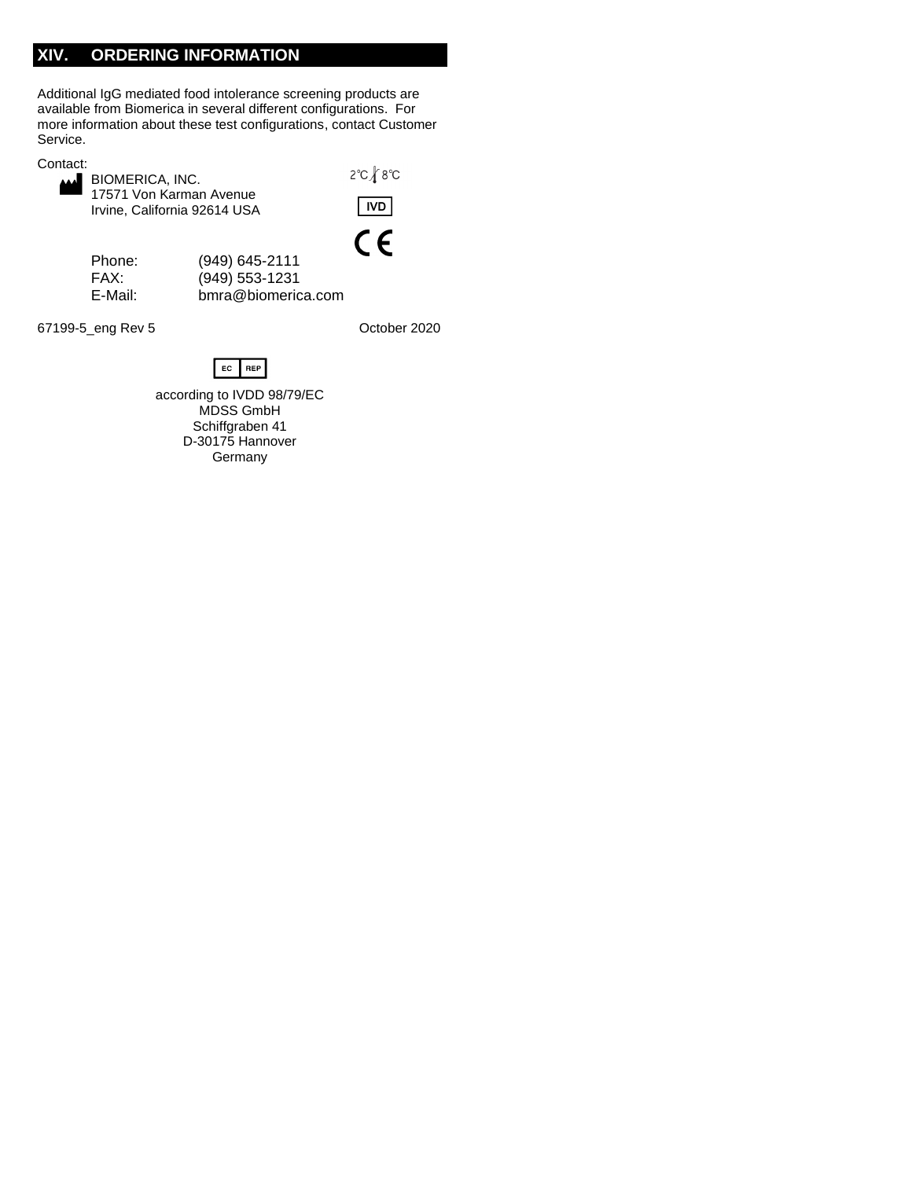## XIV. ORDERING INFORMATION

Additional IgG mediated food intolerance screening products are available from Biomerica in several different configurations. For more information about these test configurations, contact Customer Service.

Contact:

BIOMERICA, INC.
17571 Von Karman Avenue
Irvine, California 92614 USA

2°C 8°C

IVD

CE

| | |
|---|---|
| Phone: | (949) 645-2111 |
| FAX: | (949) 553-1231 |
| E-Mail: | bmra@biomerica.com |

67199-5_eng Rev 5 October 2020

EC REP

according to IVDD 98/79/EC
MDSS GmbH
Schiffgraben 41
D-30175 Hannover
Germany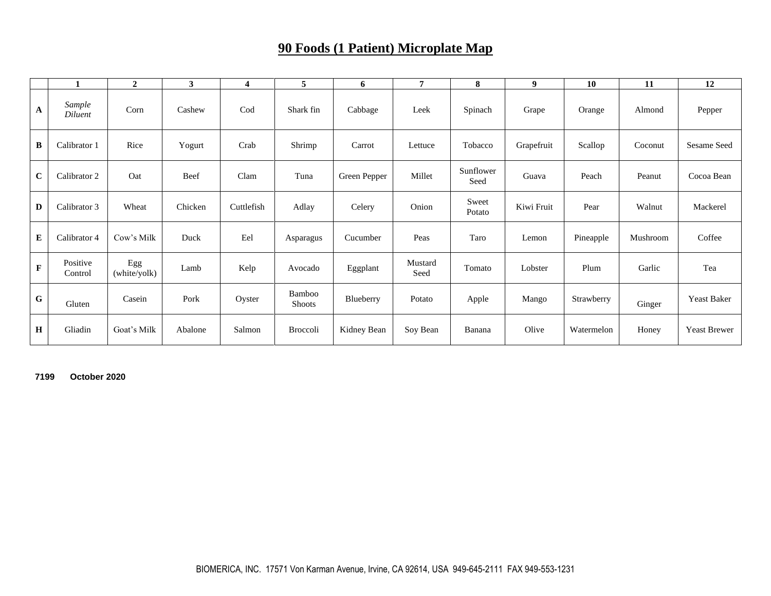# 90 Foods (1 Patient) Microplate Map

| | 1 | 2 | 3 | 4 | 5 | 6 | 7 | 8 | 9 | 10 | 11 | 12 |
|---|---|---|---|---|---|---|---|---|---|---|---|---|
| **A** | *Sample Diluent* | Corn | Cashew | Cod | Shark fin | Cabbage | Leek | Spinach | Grape | Orange | Almond | Pepper |
| **B** | Calibrator 1 | Rice | Yogurt | Crab | Shrimp | Carrot | Lettuce | Tobacco | Grapefruit | Scallop | Coconut | Sesame Seed |
| **C** | Calibrator 2 | Oat | Beef | Clam | Tuna | Green Pepper | Millet | Sunflower Seed | Guava | Peach | Peanut | Cocoa Bean |
| **D** | Calibrator 3 | Wheat | Chicken | Cuttlefish | Adlay | Celery | Onion | Sweet Potato | Kiwi Fruit | Pear | Walnut | Mackerel |
| **E** | Calibrator 4 | Cow's Milk | Duck | Eel | Asparagus | Cucumber | Peas | Taro | Lemon | Pineapple | Mushroom | Coffee |
| **F** | Positive Control | Egg (white/yolk) | Lamb | Kelp | Avocado | Eggplant | Mustard Seed | Tomato | Lobster | Plum | Garlic | Tea |
| **G** | Gluten | Casein | Pork | Oyster | Bamboo Shoots | Blueberry | Potato | Apple | Mango | Strawberry | Ginger | Yeast Baker |
| **H** | Gliadin | Goat's Milk | Abalone | Salmon | Broccoli | Kidney Bean | Soy Bean | Banana | Olive | Watermelon | Honey | Yeast Brewer |

**7199 October 2020**

BIOMERICA, INC. 17571 Von Karman Avenue, Irvine, CA 92614, USA 949-645-2111 FAX 949-553-1231